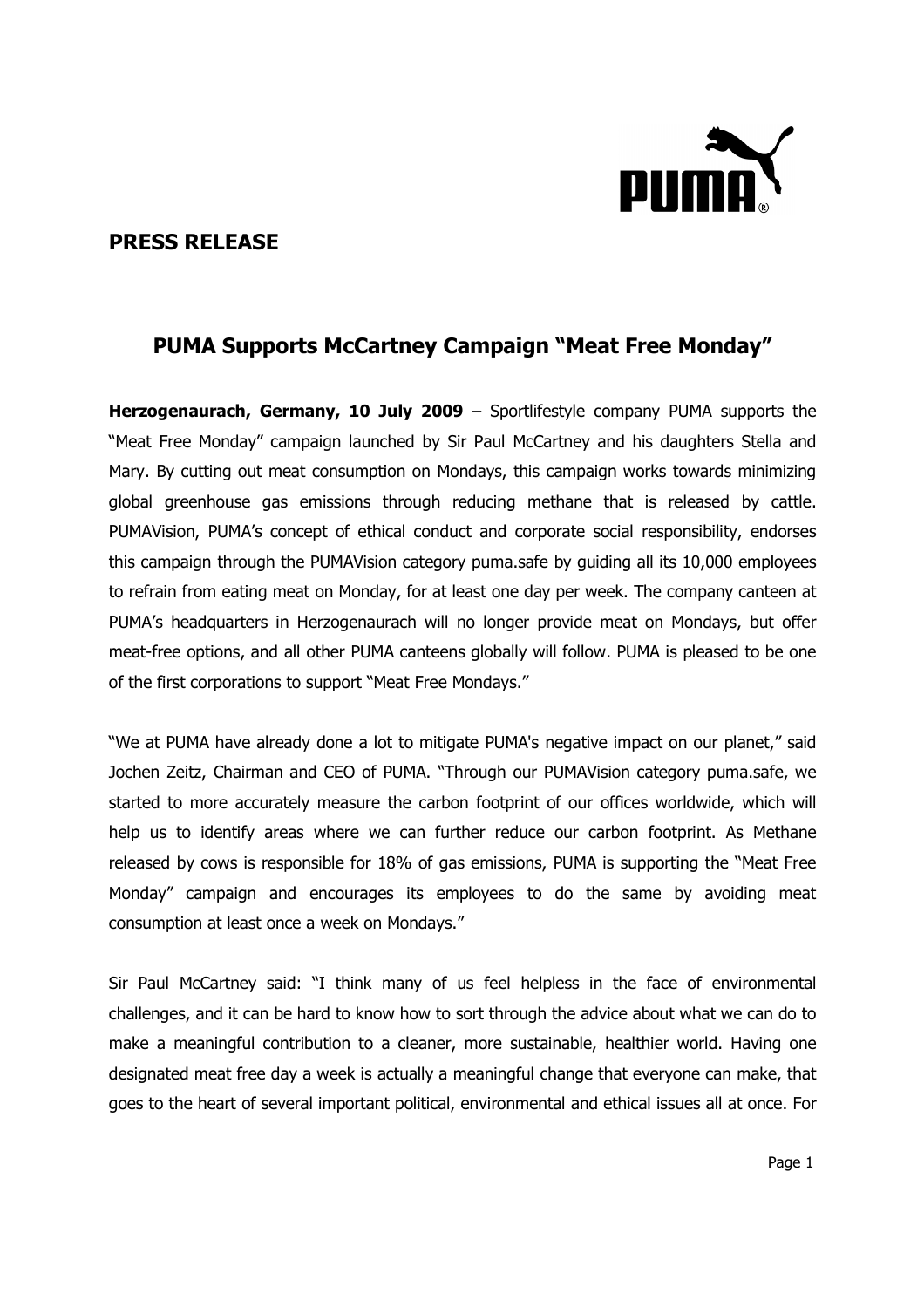## PRESS RELEASE

## PUMA Supports McCartney Campaign "Meat Free Monday"

**Herzogenaurach, Germany, 10 July 2009** – Sportlifestyle company PUMA supports the "Meat Free Monday" campaign launched by Sir Paul McCartney and his daughters Stella and Mary. By cutting out meat consumption on Mondays, this campaign works towards minimizing global greenhouse gas emissions through reducing methane that is released by cattle. PUMAVision, PUMA's concept of ethical conduct and corporate social responsibility, endorses this campaign through the PUMAVision category puma.safe by guiding all its 10,000 employees to refrain from eating meat on Monday, for at least one day per week. The company canteen at PUMA's headquarters in Herzogenaurach will no longer provide meat on Mondays, but offer meat-free options, and all other PUMA canteens globally will follow. PUMA is pleased to be one of the first corporations to support "Meat Free Mondays."

"We at PUMA have already done a lot to mitigate PUMA's negative impact on our planet," said Jochen Zeitz, Chairman and CEO of PUMA. "Through our PUMAVision category puma.safe, we started to more accurately measure the carbon footprint of our offices worldwide, which will help us to identify areas where we can further reduce our carbon footprint. As Methane released by cows is responsible for 18% of gas emissions, PUMA is supporting the "Meat Free Monday" campaign and encourages its employees to do the same by avoiding meat consumption at least once a week on Mondays."

Sir Paul McCartney said: "I think many of us feel helpless in the face of environmental challenges, and it can be hard to know how to sort through the advice about what we can do to make a meaningful contribution to a cleaner, more sustainable, healthier world. Having one designated meat free day a week is actually a meaningful change that everyone can make, that goes to the heart of several important political, environmental and ethical issues all at once. For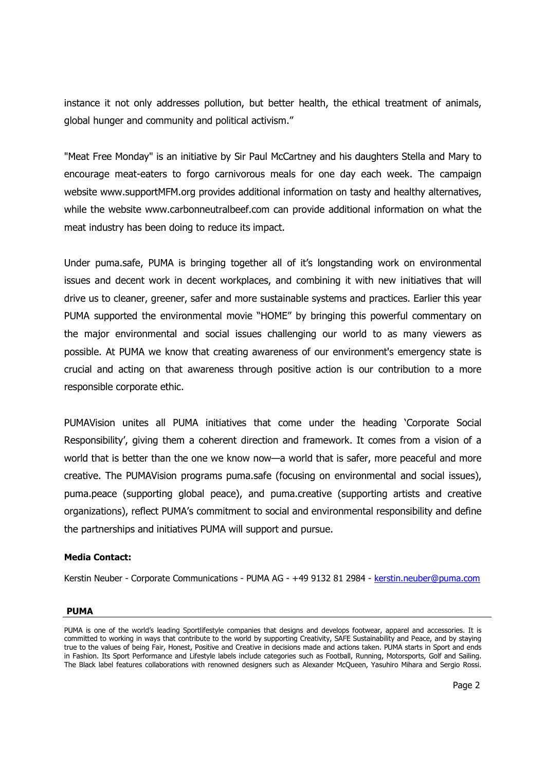instance it not only addresses pollution, but better health, the ethical treatment of animals, global hunger and community and political activism."

"Meat Free Monday" is an initiative by Sir Paul McCartney and his daughters Stella and Mary to encourage meat-eaters to forgo carnivorous meals for one day each week. The campaign website www.supportMFM.org provides additional information on tasty and healthy alternatives, while the website www.carbonneutralbeef.com can provide additional information on what the meat industry has been doing to reduce its impact.

Under puma.safe, PUMA is bringing together all of it's longstanding work on environmental issues and decent work in decent workplaces, and combining it with new initiatives that will drive us to cleaner, greener, safer and more sustainable systems and practices. Earlier this year PUMA supported the environmental movie "HOME" by bringing this powerful commentary on the major environmental and social issues challenging our world to as many viewers as possible. At PUMA we know that creating awareness of our environment's emergency state is crucial and acting on that awareness through positive action is our contribution to a more responsible corporate ethic.

PUMAVision unites all PUMA initiatives that come under the heading 'Corporate Social Responsibility', giving them a coherent direction and framework. It comes from a vision of a world that is better than the one we know now—a world that is safer, more peaceful and more creative. The PUMAVision programs puma.safe (focusing on environmental and social issues), puma.peace (supporting global peace), and puma.creative (supporting artists and creative organizations), reflect PUMA's commitment to social and environmental responsibility and define the partnerships and initiatives PUMA will support and pursue.

**Media Contact:**

Kerstin Neuber - Corporate Communications - PUMA AG - +49 9132 81 2984 - kerstin.neuber@puma.com

**PUMA**

PUMA is one of the world's leading Sportlifestyle companies that designs and develops footwear, apparel and accessories. It is committed to working in ways that contribute to the world by supporting Creativity, SAFE Sustainability and Peace, and by staying true to the values of being Fair, Honest, Positive and Creative in decisions made and actions taken. PUMA starts in Sport and ends in Fashion. Its Sport Performance and Lifestyle labels include categories such as Football, Running, Motorsports, Golf and Sailing. The Black label features collaborations with renowned designers such as Alexander McQueen, Yasuhiro Mihara and Sergio Rossi.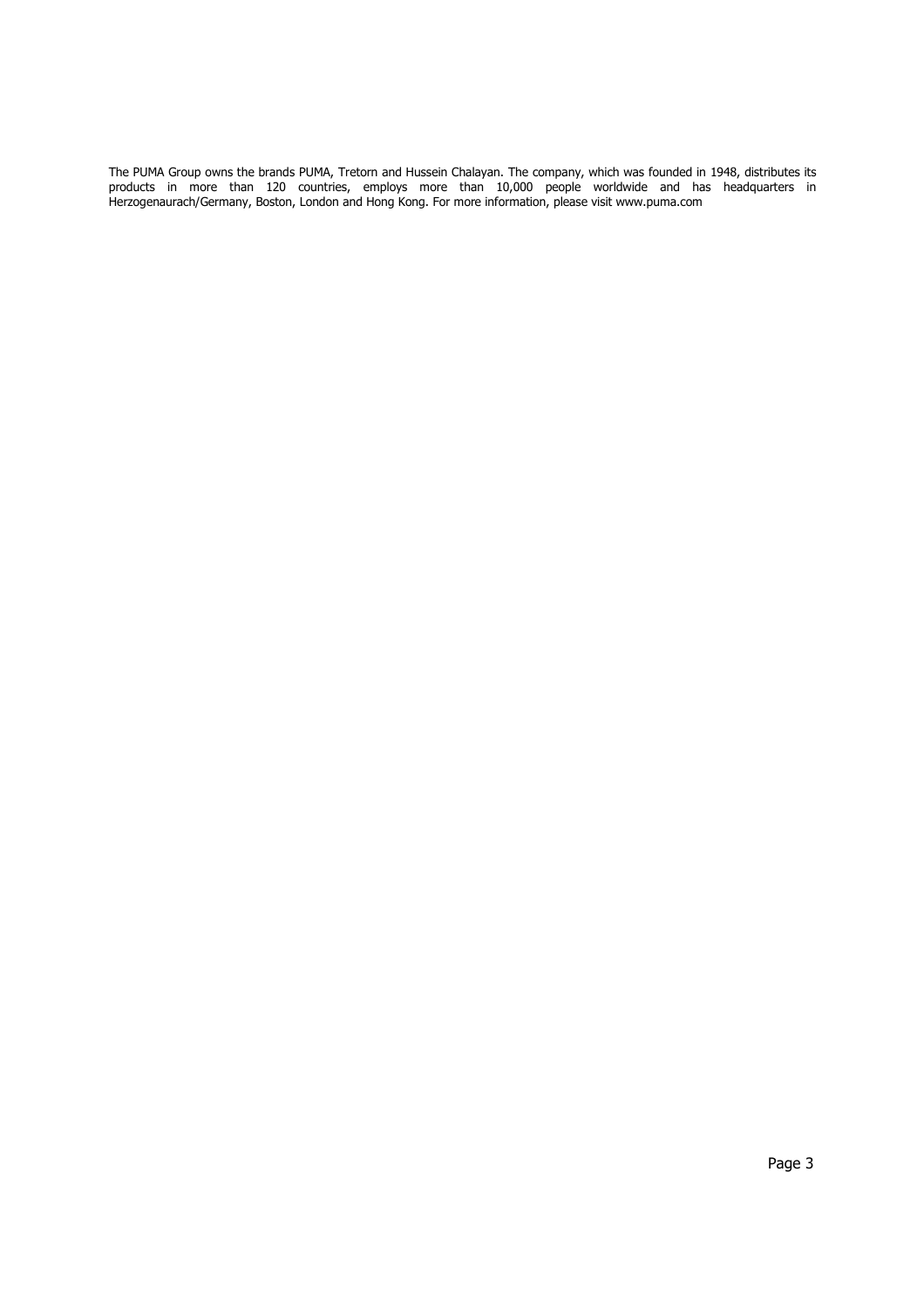The PUMA Group owns the brands PUMA, Tretorn and Hussein Chalayan. The company, which was founded in 1948, distributes its products in more than 120 countries, employs more than 10,000 people worldwide and has headquarters in Herzogenaurach/Germany, Boston, London and Hong Kong. For more information, please visit www.puma.com